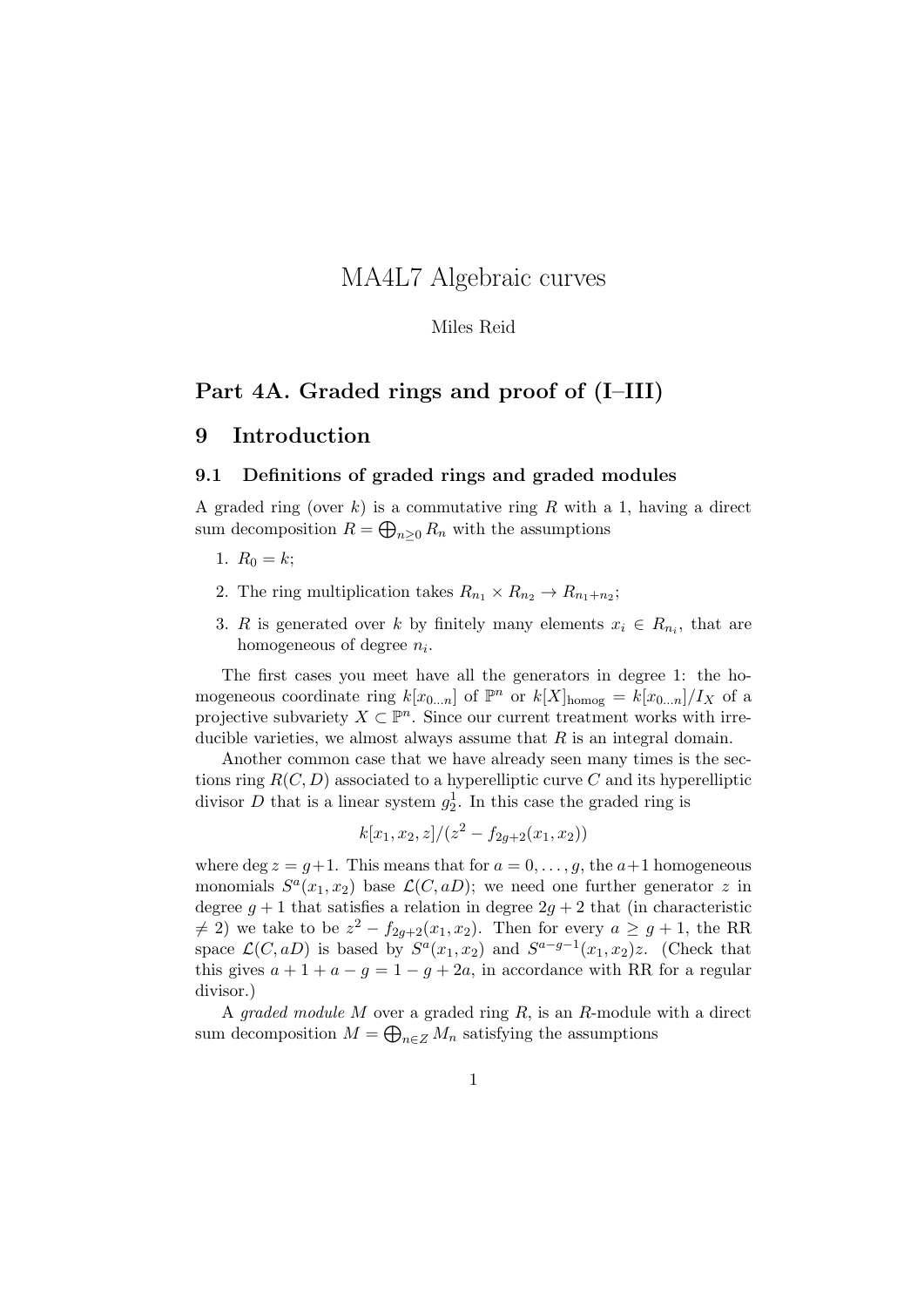# MA4L7 Algebraic curves

Miles Reid

## Part 4A. Graded rings and proof of (I–III)

## 9 Introduction

### 9.1 Definitions of graded rings and graded modules

A graded ring (over $k$) is a commutative ring $R$ with a 1, having a direct sum decomposition $R = \bigoplus_{n\geq 0} R_n$ with the assumptions

1. $R_0 = k$;
2. The ring multiplication takes $R_{n_1} \times R_{n_2} \to R_{n_1+n_2}$;
3. $R$ is generated over $k$ by finitely many elements $x_i \in R_{n_i}$, that are homogeneous of degree $n_i$.

The first cases you meet have all the generators in degree 1: the homogeneous coordinate ring $k[x_{0\dots n}]$ of $\mathbb{P}^n$ or $k[X]_{\text{homog}} = k[x_{0\dots n}]/I_X$ of a projective subvariety $X \subset \mathbb{P}^n$. Since our current treatment works with irreducible varieties, we almost always assume that $R$ is an integral domain.

Another common case that we have already seen many times is the sections ring $R(C, D)$ associated to a hyperelliptic curve $C$ and its hyperelliptic divisor $D$ that is a linear system $g^1_2$. In this case the graded ring is

$$k[x_1, x_2, z]/(z^2 - f_{2g+2}(x_1, x_2))$$

where $\deg z = g+1$. This means that for $a = 0, \dots, g$, the $a+1$ homogeneous monomials $S^a(x_1, x_2)$ base $\mathcal{L}(C, aD)$; we need one further generator $z$ in degree $g+1$ that satisfies a relation in degree $2g+2$ that (in characteristic $\neq 2$) we take to be $z^2 - f_{2g+2}(x_1, x_2)$. Then for every $a \geq g+1$, the RR space $\mathcal{L}(C, aD)$ is based by $S^a(x_1, x_2)$ and $S^{a-g-1}(x_1, x_2)z$. (Check that this gives $a + 1 + a - g = 1 - g + 2a$, in accordance with RR for a regular divisor.)

A *graded module* $M$ over a graded ring $R$, is an $R$-module with a direct sum decomposition $M = \bigoplus_{n\in Z} M_n$ satisfying the assumptions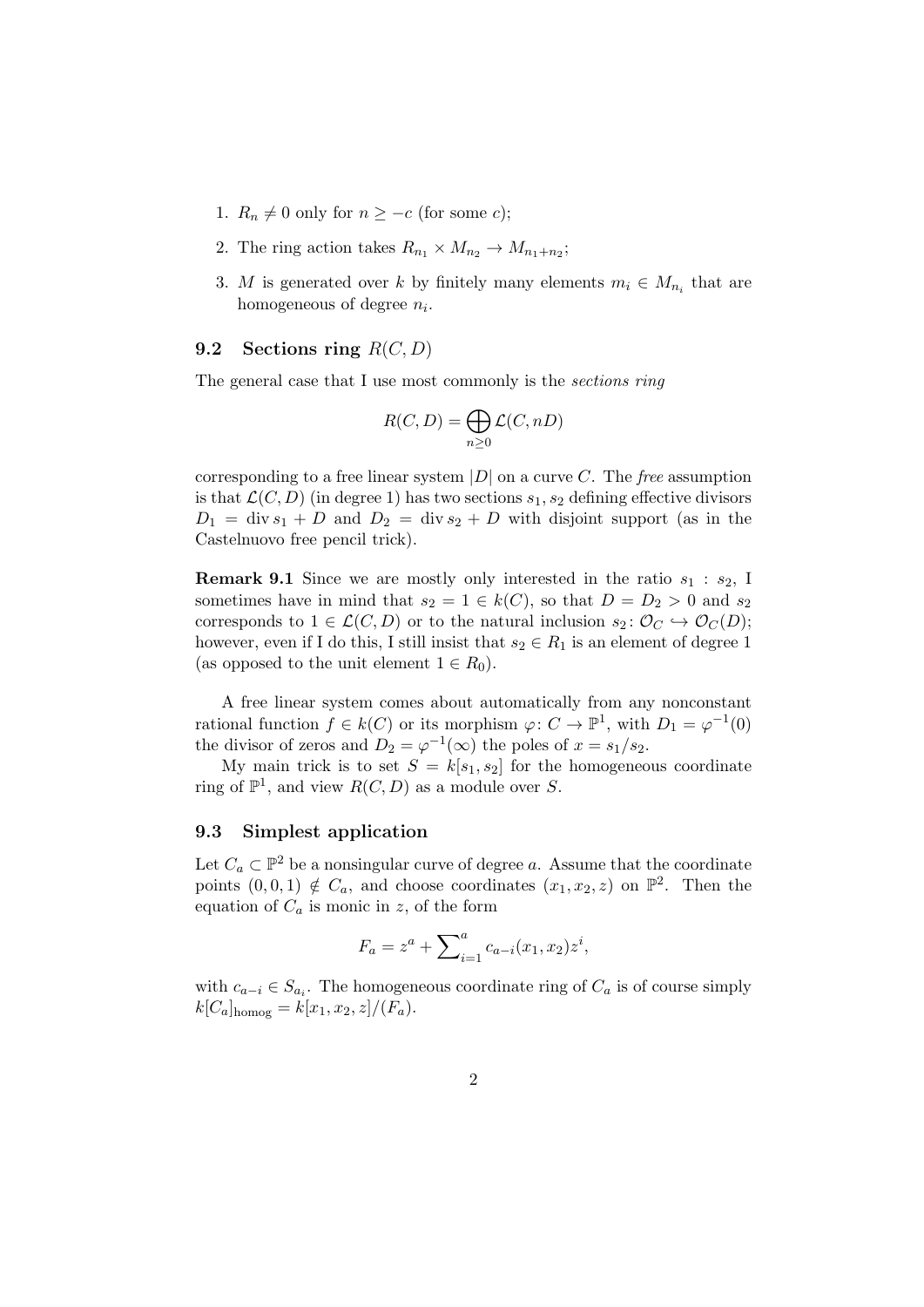1. $R_n \neq 0$ only for $n \geq -c$ (for some $c$);
2. The ring action takes $R_{n_1} \times M_{n_2} \to M_{n_1+n_2}$;
3. $M$ is generated over $k$ by finitely many elements $m_i \in M_{n_i}$ that are homogeneous of degree $n_i$.

### 9.2 Sections ring $R(C, D)$

The general case that I use most commonly is the *sections ring*

$$R(C, D) = \bigoplus_{n \geq 0} \mathcal{L}(C, nD)$$

corresponding to a free linear system $|D|$ on a curve $C$. The *free* assumption is that $\mathcal{L}(C, D)$ (in degree 1) has two sections $s_1, s_2$ defining effective divisors $D_1 = \operatorname{div} s_1 + D$ and $D_2 = \operatorname{div} s_2 + D$ with disjoint support (as in the Castelnuovo free pencil trick).

**Remark 9.1** Since we are mostly only interested in the ratio $s_1 : s_2$, I sometimes have in mind that $s_2 = 1 \in k(C)$, so that $D = D_2 > 0$ and $s_2$ corresponds to $1 \in \mathcal{L}(C, D)$ or to the natural inclusion $s_2 \colon \mathcal{O}_C \hookrightarrow \mathcal{O}_C(D)$; however, even if I do this, I still insist that $s_2 \in R_1$ is an element of degree 1 (as opposed to the unit element $1 \in R_0$).

A free linear system comes about automatically from any nonconstant rational function $f \in k(C)$ or its morphism $\varphi \colon C \to \mathbb{P}^1$, with $D_1 = \varphi^{-1}(0)$ the divisor of zeros and $D_2 = \varphi^{-1}(\infty)$ the poles of $x = s_1/s_2$.

My main trick is to set $S = k[s_1, s_2]$ for the homogeneous coordinate ring of $\mathbb{P}^1$, and view $R(C, D)$ as a module over $S$.

### 9.3 Simplest application

Let $C_a \subset \mathbb{P}^2$ be a nonsingular curve of degree $a$. Assume that the coordinate points $(0, 0, 1) \notin C_a$, and choose coordinates $(x_1, x_2, z)$ on $\mathbb{P}^2$. Then the equation of $C_a$ is monic in $z$, of the form

$$F_a = z^a + \sum\nolimits_{i=1}^{a} c_{a-i}(x_1, x_2) z^i,$$

with $c_{a-i} \in S_{a_i}$. The homogeneous coordinate ring of $C_a$ is of course simply $k[C_a]_{\text{homog}} = k[x_1, x_2, z]/(F_a)$.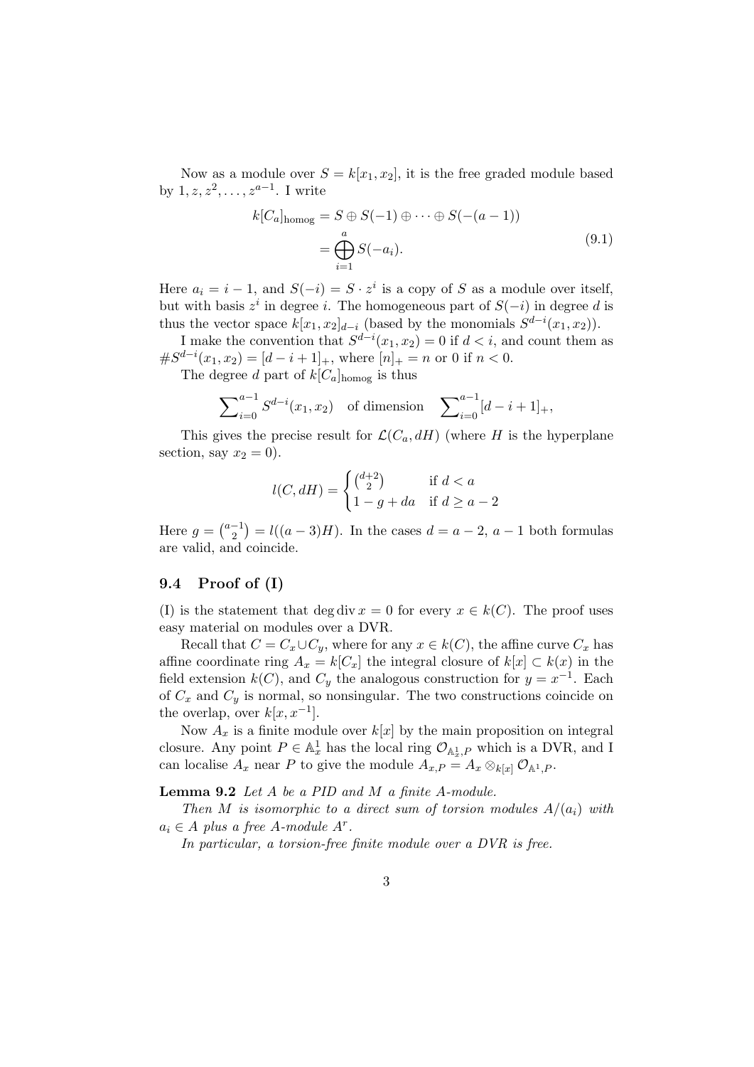Now as a module over $S = k[x_1, x_2]$, it is the free graded module based by $1, z, z^2, \dots, z^{a-1}$. I write

$$
\begin{aligned}
k[C_a]_{\text{homog}} &= S \oplus S(-1) \oplus \cdots \oplus S(-(a-1)) \\
&= \bigoplus_{i=1}^{a} S(-a_i).
\end{aligned}
\tag{9.1}
$$

Here $a_i = i - 1$, and $S(-i) = S \cdot z^i$ is a copy of $S$ as a module over itself, but with basis $z^i$ in degree $i$. The homogeneous part of $S(-i)$ in degree $d$ is thus the vector space $k[x_1, x_2]_{d-i}$ (based by the monomials $S^{d-i}(x_1, x_2)$).

I make the convention that $S^{d-i}(x_1, x_2) = 0$ if $d < i$, and count them as $\#S^{d-i}(x_1, x_2) = [d - i + 1]_+$, where $[n]_+ = n$ or 0 if $n < 0$.

The degree $d$ part of $k[C_a]_{\text{homog}}$ is thus

$$
\sum_{i=0}^{a-1} S^{d-i}(x_1, x_2) \quad \text{of dimension} \quad \sum_{i=0}^{a-1} [d - i + 1]_+,
$$

This gives the precise result for $\mathcal{L}(C_a, dH)$ (where $H$ is the hyperplane section, say $x_2 = 0$).

$$
l(C, dH) = \begin{cases} \binom{d+2}{2} & \text{if } d < a \\ 1 - g + da & \text{if } d \geq a - 2 \end{cases}
$$

Here $g = \binom{a-1}{2} = l((a-3)H)$. In the cases $d = a - 2$, $a - 1$ both formulas are valid, and coincide.

## 9.4 Proof of (I)

(I) is the statement that $\deg \operatorname{div} x = 0$ for every $x \in k(C)$. The proof uses easy material on modules over a DVR.

Recall that $C = C_x \cup C_y$, where for any $x \in k(C)$, the affine curve $C_x$ has affine coordinate ring $A_x = k[C_x]$ the integral closure of $k[x] \subset k(x)$ in the field extension $k(C)$, and $C_y$ the analogous construction for $y = x^{-1}$. Each of $C_x$ and $C_y$ is normal, so nonsingular. The two constructions coincide on the overlap, over $k[x, x^{-1}]$.

Now $A_x$ is a finite module over $k[x]$ by the main proposition on integral closure. Any point $P \in \mathbb{A}^1_x$ has the local ring $\mathcal{O}_{\mathbb{A}^1_x, P}$ which is a DVR, and I can localise $A_x$ near $P$ to give the module $A_{x,P} = A_x \otimes_{k[x]} \mathcal{O}_{\mathbb{A}^1, P}$.

**Lemma 9.2** *Let $A$ be a PID and $M$ a finite $A$-module.*

*Then $M$ is isomorphic to a direct sum of torsion modules $A/(a_i)$ with $a_i \in A$ plus a free $A$-module $A^r$.*

*In particular, a torsion-free finite module over a DVR is free.*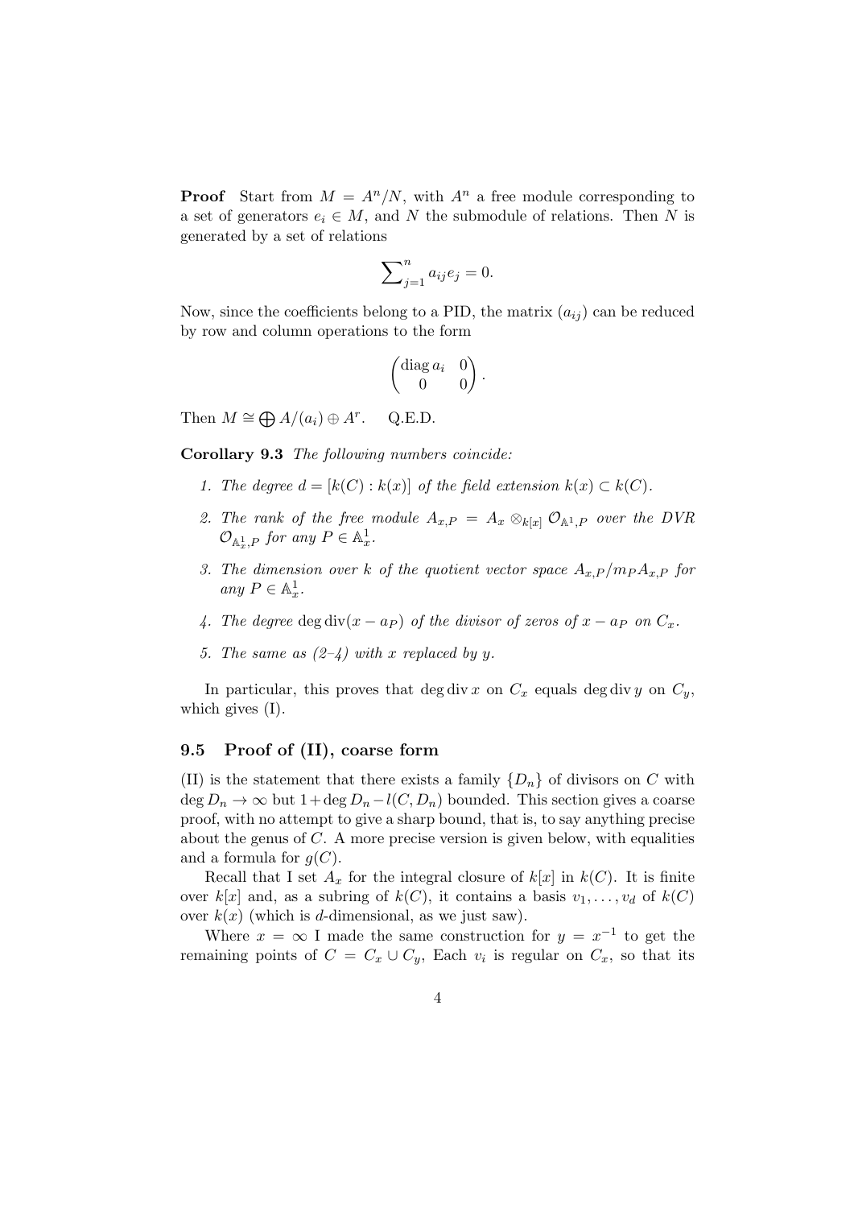**Proof** Start from $M = A^n/N$, with $A^n$ a free module corresponding to a set of generators $e_i \in M$, and $N$ the submodule of relations. Then $N$ is generated by a set of relations

$$\sum\nolimits_{j=1}^{n} a_{ij} e_j = 0.$$

Now, since the coefficients belong to a PID, the matrix $(a_{ij})$ can be reduced by row and column operations to the form

$$\begin{pmatrix} \operatorname{diag} a_i & 0 \\ 0 & 0 \end{pmatrix}.$$

Then $M \cong \bigoplus A/(a_i) \oplus A^r$. Q.E.D.

**Corollary 9.3** *The following numbers coincide:*

1. *The degree $d = [k(C) : k(x)]$ of the field extension $k(x) \subset k(C)$.*
2. *The rank of the free module $A_{x,P} = A_x \otimes_{k[x]} \mathcal{O}_{\mathbb{A}^1,P}$ over the DVR $\mathcal{O}_{\mathbb{A}^1_x,P}$ for any $P \in \mathbb{A}^1_x$.*
3. *The dimension over $k$ of the quotient vector space $A_{x,P}/m_P A_{x,P}$ for any $P \in \mathbb{A}^1_x$.*
4. *The degree $\deg \operatorname{div}(x - a_P)$ of the divisor of zeros of $x - a_P$ on $C_x$.*
5. *The same as (2–4) with $x$ replaced by $y$.*

In particular, this proves that $\deg \operatorname{div} x$ on $C_x$ equals $\deg \operatorname{div} y$ on $C_y$, which gives (I).

## 9.5 Proof of (II), coarse form

(II) is the statement that there exists a family $\{D_n\}$ of divisors on $C$ with $\deg D_n \to \infty$ but $1 + \deg D_n - l(C, D_n)$ bounded. This section gives a coarse proof, with no attempt to give a sharp bound, that is, to say anything precise about the genus of $C$. A more precise version is given below, with equalities and a formula for $g(C)$.

Recall that I set $A_x$ for the integral closure of $k[x]$ in $k(C)$. It is finite over $k[x]$ and, as a subring of $k(C)$, it contains a basis $v_1, \dots, v_d$ of $k(C)$ over $k(x)$ (which is $d$-dimensional, as we just saw).

Where $x = \infty$ I made the same construction for $y = x^{-1}$ to get the remaining points of $C = C_x \cup C_y$, Each $v_i$ is regular on $C_x$, so that its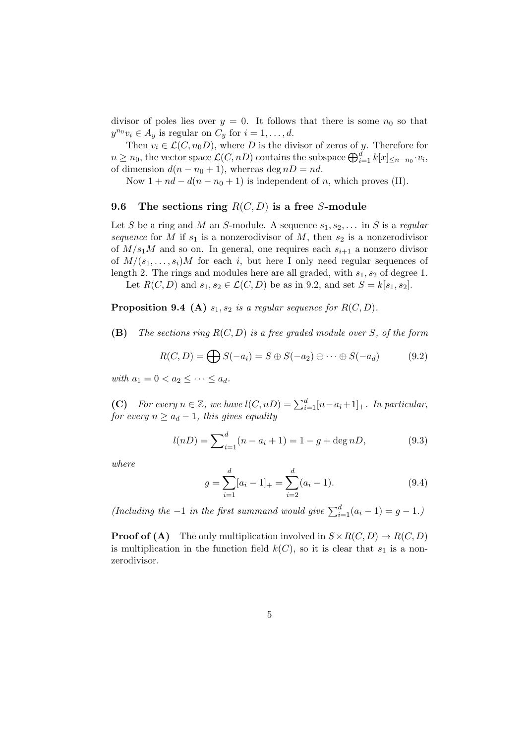divisor of poles lies over $y = 0$. It follows that there is some $n_0$ so that $y^{n_0} v_i \in A_y$ is regular on $C_y$ for $i = 1, \dots, d$.

Then $v_i \in \mathcal{L}(C, n_0 D)$, where $D$ is the divisor of zeros of $y$. Therefore for $n \geq n_0$, the vector space $\mathcal{L}(C, nD)$ contains the subspace $\bigoplus_{i=1}^d k[x]_{\leq n-n_0} \cdot v_i$, of dimension $d(n - n_0 + 1)$, whereas $\deg nD = nd$.

Now $1 + nd - d(n - n_0 + 1)$ is independent of $n$, which proves (II).

### 9.6 The sections ring $R(C, D)$ is a free $S$-module

Let $S$ be a ring and $M$ an $S$-module. A sequence $s_1, s_2, \dots$ in $S$ is a *regular sequence* for $M$ if $s_1$ is a nonzerodivisor of $M$, then $s_2$ is a nonzerodivisor of $M/s_1 M$ and so on. In general, one requires each $s_{i+1}$ a nonzero divisor of $M/(s_1, \dots, s_i)M$ for each $i$, but here I only need regular sequences of length 2. The rings and modules here are all graded, with $s_1, s_2$ of degree 1.

Let $R(C, D)$ and $s_1, s_2 \in \mathcal{L}(C, D)$ be as in 9.2, and set $S = k[s_1, s_2]$.

**Proposition 9.4** **(A)** *$s_1, s_2$ is a regular sequence for $R(C, D)$.*

**(B)** *The sections ring $R(C, D)$ is a free graded module over $S$, of the form*

$$R(C, D) = \bigoplus S(-a_i) = S \oplus S(-a_2) \oplus \cdots \oplus S(-a_d) \tag{9.2}$$

*with $a_1 = 0 < a_2 \leq \cdots \leq a_d$.*

**(C)** *For every $n \in \mathbb{Z}$, we have $l(C, nD) = \sum_{i=1}^d [n - a_i + 1]_+$. In particular, for every $n \geq a_d - 1$, this gives equality*

$$l(nD) = \sum_{i=1}^d (n - a_i + 1) = 1 - g + \deg nD, \tag{9.3}$$

*where*

$$g = \sum_{i=1}^d [a_i - 1]_+ = \sum_{i=2}^d (a_i - 1). \tag{9.4}$$

*(Including the $-1$ in the first summand would give $\sum_{i=1}^d (a_i - 1) = g - 1$.)*

**Proof of (A)** The only multiplication involved in $S \times R(C, D) \to R(C, D)$ is multiplication in the function field $k(C)$, so it is clear that $s_1$ is a nonzerodivisor.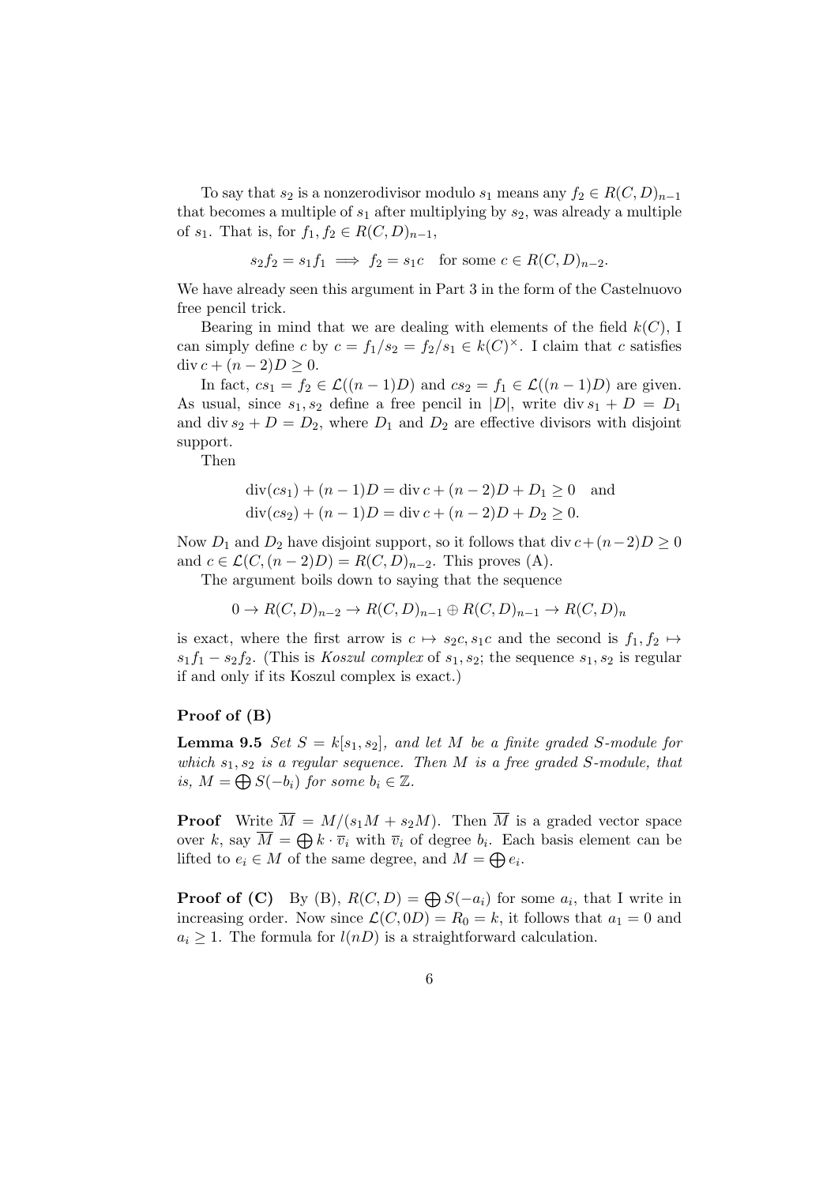To say that $s_2$ is a nonzerodivisor modulo $s_1$ means any $f_2 \in R(C,D)_{n-1}$ that becomes a multiple of $s_1$ after multiplying by $s_2$, was already a multiple of $s_1$. That is, for $f_1, f_2 \in R(C,D)_{n-1}$,

$$s_2 f_2 = s_1 f_1 \implies f_2 = s_1 c \quad \text{for some } c \in R(C,D)_{n-2}.$$

We have already seen this argument in Part 3 in the form of the Castelnuovo free pencil trick.

Bearing in mind that we are dealing with elements of the field $k(C)$, I can simply define $c$ by $c = f_1/s_2 = f_2/s_1 \in k(C)^\times$. I claim that $c$ satisfies $\operatorname{div} c + (n-2)D \geq 0$.

In fact, $cs_1 = f_2 \in \mathcal{L}((n-1)D)$ and $cs_2 = f_1 \in \mathcal{L}((n-1)D)$ are given. As usual, since $s_1, s_2$ define a free pencil in $|D|$, write $\operatorname{div} s_1 + D = D_1$ and $\operatorname{div} s_2 + D = D_2$, where $D_1$ and $D_2$ are effective divisors with disjoint support.

Then

$$\begin{aligned}
\operatorname{div}(cs_1) + (n-1)D &= \operatorname{div} c + (n-2)D + D_1 \geq 0 \quad \text{and} \\
\operatorname{div}(cs_2) + (n-1)D &= \operatorname{div} c + (n-2)D + D_2 \geq 0.
\end{aligned}$$

Now $D_1$ and $D_2$ have disjoint support, so it follows that $\operatorname{div} c + (n-2)D \geq 0$ and $c \in \mathcal{L}(C, (n-2)D) = R(C,D)_{n-2}$. This proves (A).

The argument boils down to saying that the sequence

$$0 \to R(C,D)_{n-2} \to R(C,D)_{n-1} \oplus R(C,D)_{n-1} \to R(C,D)_n$$

is exact, where the first arrow is $c \mapsto s_2 c, s_1 c$ and the second is $f_1, f_2 \mapsto s_1 f_1 - s_2 f_2$. (This is *Koszul complex* of $s_1, s_2$; the sequence $s_1, s_2$ is regular if and only if its Koszul complex is exact.)

### Proof of (B)

**Lemma 9.5** *Set $S = k[s_1, s_2]$, and let $M$ be a finite graded $S$-module for which $s_1, s_2$ is a regular sequence. Then $M$ is a free graded $S$-module, that is, $M = \bigoplus S(-b_i)$ for some $b_i \in \mathbb{Z}$.*

**Proof** Write $\overline{M} = M/(s_1 M + s_2 M)$. Then $\overline{M}$ is a graded vector space over $k$, say $\overline{M} = \bigoplus k \cdot \overline{v}_i$ with $\overline{v}_i$ of degree $b_i$. Each basis element can be lifted to $e_i \in M$ of the same degree, and $M = \bigoplus e_i$.

**Proof of (C)** By (B), $R(C,D) = \bigoplus S(-a_i)$ for some $a_i$, that I write in increasing order. Now since $\mathcal{L}(C, 0D) = R_0 = k$, it follows that $a_1 = 0$ and $a_i \geq 1$. The formula for $l(nD)$ is a straightforward calculation.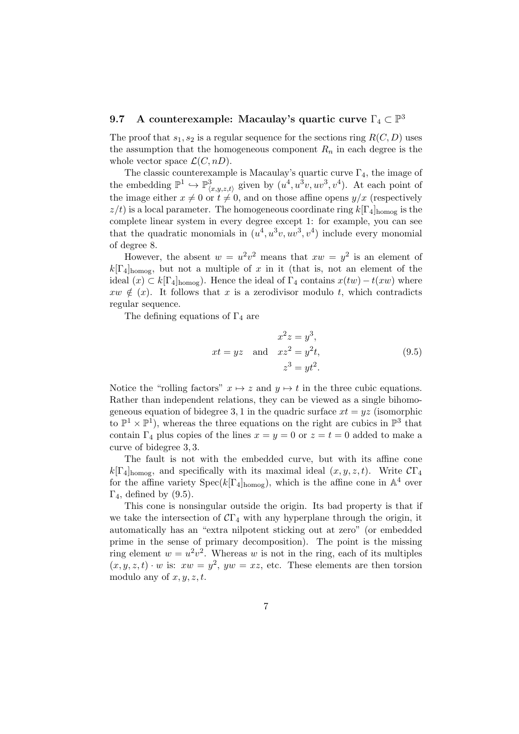### 9.7 A counterexample: Macaulay's quartic curve $\Gamma_4 \subset \mathbb{P}^3$

The proof that $s_1, s_2$ is a regular sequence for the sections ring $R(C, D)$ uses the assumption that the homogeneous component $R_n$ in each degree is the whole vector space $\mathcal{L}(C, nD)$.

The classic counterexample is Macaulay's quartic curve $\Gamma_4$, the image of the embedding $\mathbb{P}^1 \hookrightarrow \mathbb{P}^3_{\langle x,y,z,t \rangle}$ given by $(u^4, u^3v, uv^3, v^4)$. At each point of the image either $x \neq 0$ or $t \neq 0$, and on those affine opens $y/x$ (respectively $z/t$) is a local parameter. The homogeneous coordinate ring $k[\Gamma_4]_{\text{homog}}$ is the complete linear system in every degree except 1: for example, you can see that the quadratic monomials in $(u^4, u^3v, uv^3, v^4)$ include every monomial of degree 8.

However, the absent $w = u^2v^2$ means that $xw = y^2$ is an element of $k[\Gamma_4]_{\text{homog}}$, but not a multiple of $x$ in it (that is, not an element of the ideal $(x) \subset k[\Gamma_4]_{\text{homog}}$). Hence the ideal of $\Gamma_4$ contains $x(tw) - t(xw)$ where $xw \notin (x)$. It follows that $x$ is a zerodivisor modulo $t$, which contradicts regular sequence.

The defining equations of $\Gamma_4$ are

$$xt = yz \quad \text{and} \quad \begin{aligned} x^2z &= y^3, \\ xz^2 &= y^2t, \\ z^3 &= yt^2. \end{aligned} \tag{9.5}$$

Notice the "rolling factors" $x \mapsto z$ and $y \mapsto t$ in the three cubic equations. Rather than independent relations, they can be viewed as a single bihomogeneous equation of bidegree $3, 1$ in the quadric surface $xt = yz$ (isomorphic to $\mathbb{P}^1 \times \mathbb{P}^1$), whereas the three equations on the right are cubics in $\mathbb{P}^3$ that contain $\Gamma_4$ plus copies of the lines $x = y = 0$ or $z = t = 0$ added to make a curve of bidegree $3, 3$.

The fault is not with the embedded curve, but with its affine cone $k[\Gamma_4]_{\text{homog}}$, and specifically with its maximal ideal $(x, y, z, t)$. Write $\mathcal{C}\Gamma_4$ for the affine variety $\operatorname{Spec}(k[\Gamma_4]_{\text{homog}})$, which is the affine cone in $\mathbb{A}^4$ over $\Gamma_4$, defined by (9.5).

This cone is nonsingular outside the origin. Its bad property is that if we take the intersection of $\mathcal{C}\Gamma_4$ with any hyperplane through the origin, it automatically has an "extra nilpotent sticking out at zero" (or embedded prime in the sense of primary decomposition). The point is the missing ring element $w = u^2v^2$. Whereas $w$ is not in the ring, each of its multiples $(x, y, z, t) \cdot w$ is: $xw = y^2$, $yw = xz$, etc. These elements are then torsion modulo any of $x, y, z, t$.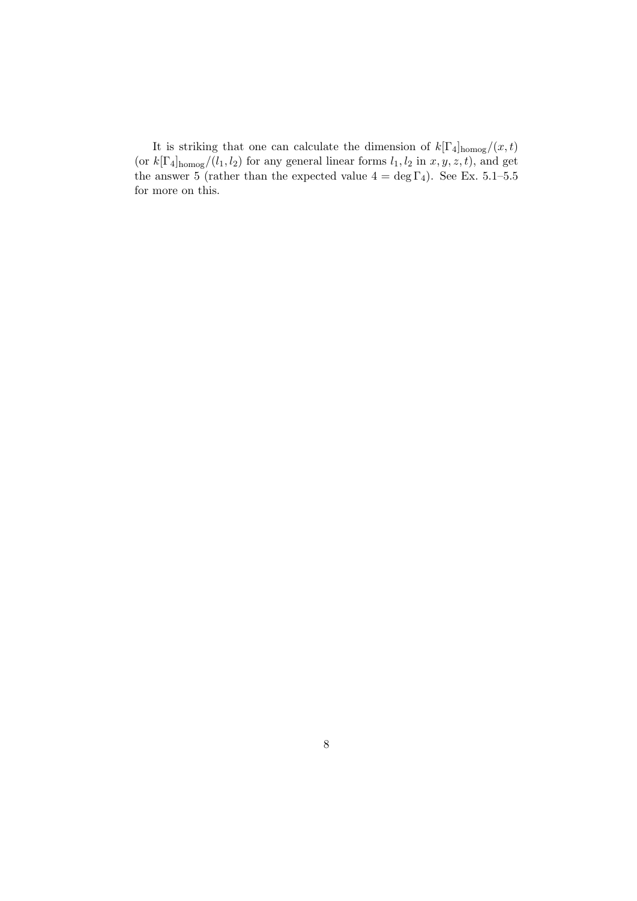It is striking that one can calculate the dimension of $k[\Gamma_4]_{\text{homog}}/(x,t)$ (or $k[\Gamma_4]_{\text{homog}}/(l_1,l_2)$ for any general linear forms $l_1, l_2$ in $x, y, z, t$), and get the answer 5 (rather than the expected value $4 = \deg \Gamma_4$). See Ex. 5.1–5.5 for more on this.